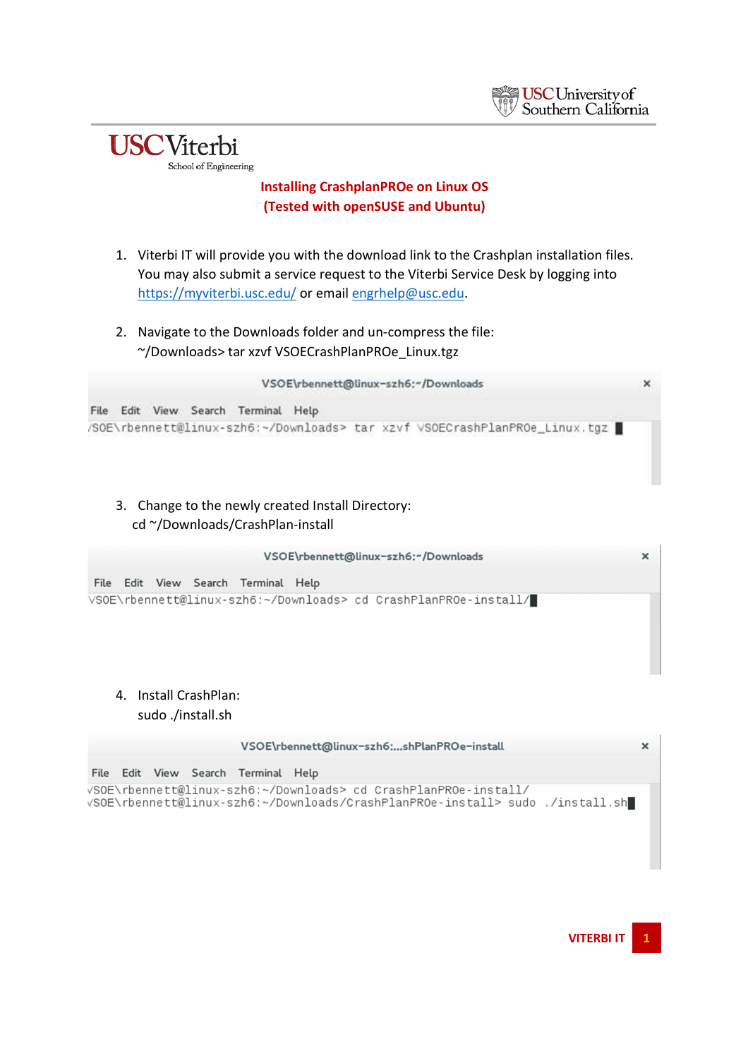USC Viterbi School of Engineering

# Installing CrashplanPROe on Linux OS
## (Tested with openSUSE and Ubuntu)

1. Viterbi IT will provide you with the download link to the Crashplan installation files. You may also submit a service request to the Viterbi Service Desk by logging into https://myviterbi.usc.edu/ or email engrhelp@usc.edu.

2. Navigate to the Downloads folder and un-compress the file:
   ~/Downloads> tar xzvf VSOECrashPlanPROe_Linux.tgz

```
VSOE\rbennett@linux-szh6:~/Downloads> tar xzvf VSOECrashPlanPROe_Linux.tgz
```

3. Change to the newly created Install Directory:
   cd ~/Downloads/CrashPlan-install

```
VSOE\rbennett@linux-szh6:~/Downloads> cd CrashPlanPROe-install/
```

4. Install CrashPlan:
   sudo ./install.sh

```
VSOE\rbennett@linux-szh6:~/Downloads> cd CrashPlanPROe-install/
VSOE\rbennett@linux-szh6:~/Downloads/CrashPlanPROe-install> sudo ./install.sh
```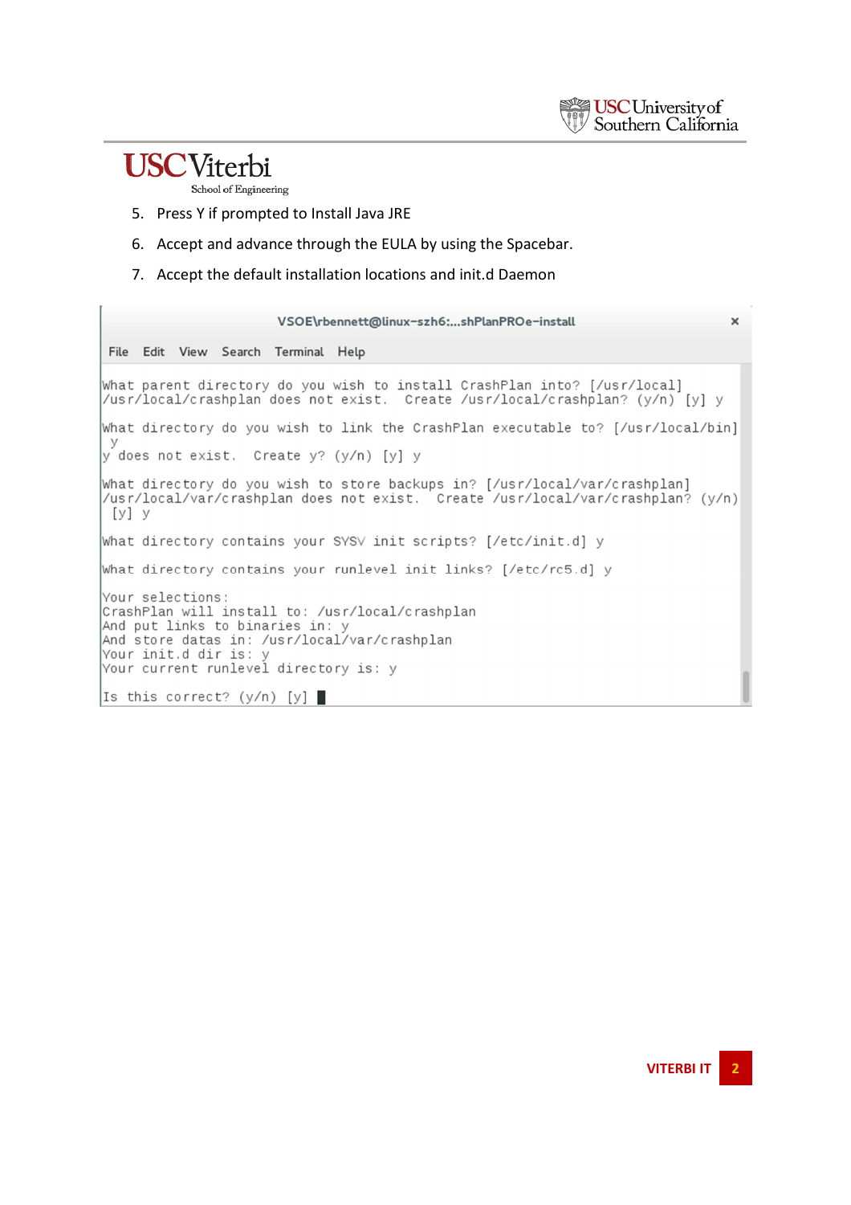5. Press Y if prompted to Install Java JRE
6. Accept and advance through the EULA by using the Spacebar.
7. Accept the default installation locations and init.d Daemon

```
VSOE\rbennett@linux-szh6:...shPlanPROe-install

File  Edit  View  Search  Terminal  Help

What parent directory do you wish to install CrashPlan into? [/usr/local]
/usr/local/crashplan does not exist.  Create /usr/local/crashplan? (y/n) [y] y

What directory do you wish to link the CrashPlan executable to? [/usr/local/bin]
 y
y does not exist.  Create y? (y/n) [y] y

What directory do you wish to store backups in? [/usr/local/var/crashplan]
/usr/local/var/crashplan does not exist.  Create /usr/local/var/crashplan? (y/n)
 [y] y

What directory contains your SYSV init scripts? [/etc/init.d] y

What directory contains your runlevel init links? [/etc/rc5.d] y

Your selections:
CrashPlan will install to: /usr/local/crashplan
And put links to binaries in: y
And store datas in: /usr/local/var/crashplan
Your init.d dir is: y
Your current runlevel directory is: y

Is this correct? (y/n) [y] 
```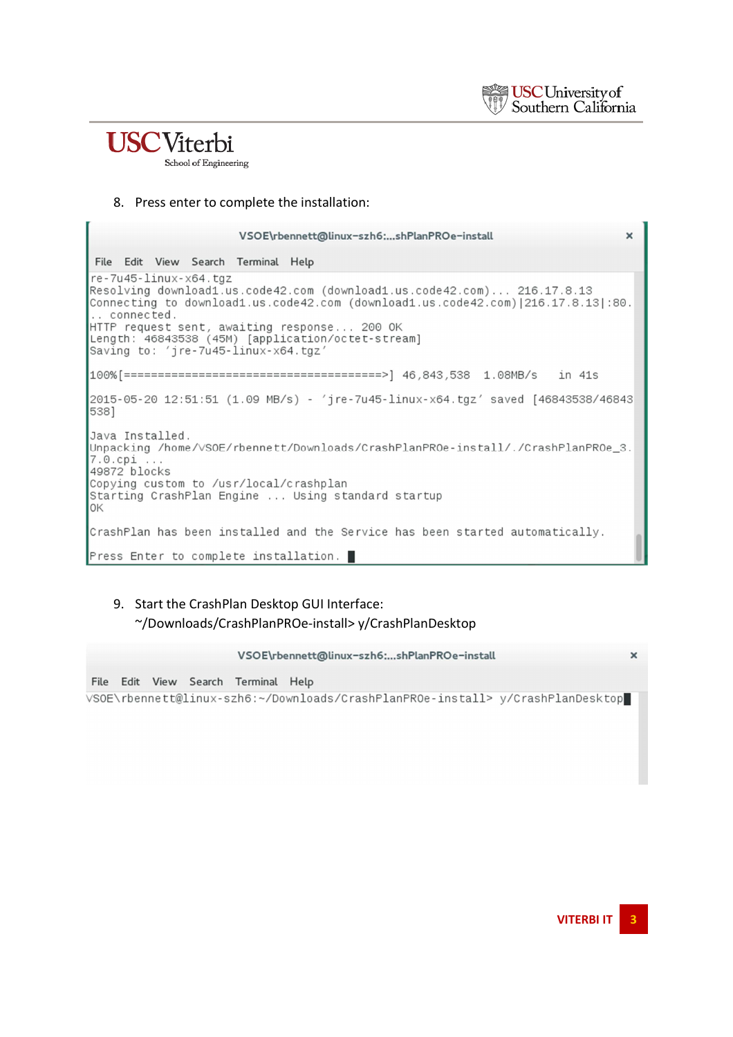8. Press enter to complete the installation:

```
VSOE\rbennett@linux-szh6:...shPlanPROe-install

File  Edit  View  Search  Terminal  Help
re-7u45-linux-x64.tgz
Resolving download1.us.code42.com (download1.us.code42.com)... 216.17.8.13
Connecting to download1.us.code42.com (download1.us.code42.com)|216.17.8.13|:80.
.. connected.
HTTP request sent, awaiting response... 200 OK
Length: 46843538 (45M) [application/octet-stream]
Saving to: 'jre-7u45-linux-x64.tgz'

100%[======================================>] 46,843,538  1.08MB/s   in 41s

2015-05-20 12:51:51 (1.09 MB/s) - 'jre-7u45-linux-x64.tgz' saved [46843538/46843
538]

Java Installed.
Unpacking /home/VSOE/rbennett/Downloads/CrashPlanPROe-install/./CrashPlanPROe_3.
7.0.cpi ...
49872 blocks
Copying custom to /usr/local/crashplan
Starting CrashPlan Engine ... Using standard startup
OK

CrashPlan has been installed and the Service has been started automatically.

Press Enter to complete installation.
```

9. Start the CrashPlan Desktop GUI Interface:
   ~/Downloads/CrashPlanPROe-install> y/CrashPlanDesktop

```
VSOE\rbennett@linux-szh6:...shPlanPROe-install

File  Edit  View  Search  Terminal  Help
VSOE\rbennett@linux-szh6:~/Downloads/CrashPlanPROe-install> y/CrashPlanDesktop
```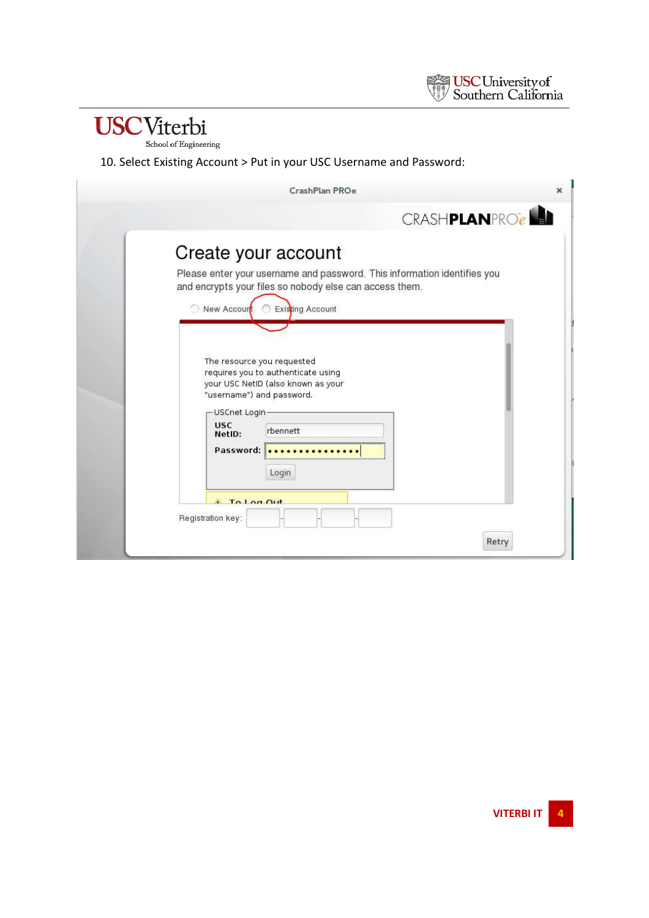10. Select Existing Account > Put in your USC Username and Password:

CrashPlan PROe

CRASHPLANPROe

Create your account

Please enter your username and password. This information identifies you and encrypts your files so nobody else can access them.

New Account Existing Account

The resource you requested requires you to authenticate using your USC NetID (also known as your "username") and password.

USCnet Login

USC NetID: rbennett

Password: •••••••••••••••

Login

To Log Out

Registration key:

Retry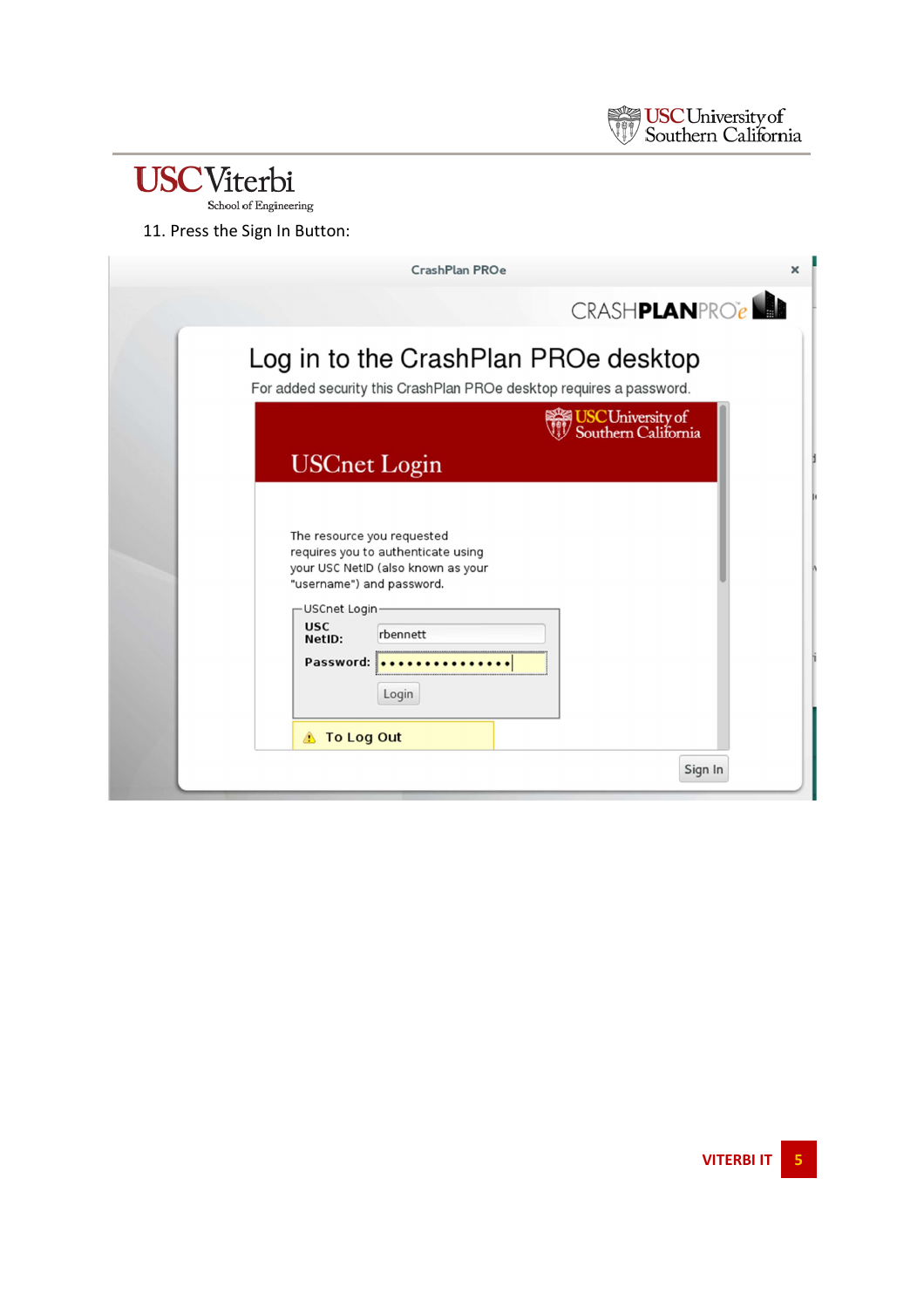11. Press the Sign In Button:

CrashPlan PROe

CRASHPLANPROe

Log in to the CrashPlan PROe desktop

For added security this CrashPlan PROe desktop requires a password.

USC University of Southern California

USCnet Login

The resource you requested requires you to authenticate using your USC NetID (also known as your "username") and password.

USCnet Login

USC NetID: rbennett

Password: •••••••••••••••

Login

To Log Out

Sign In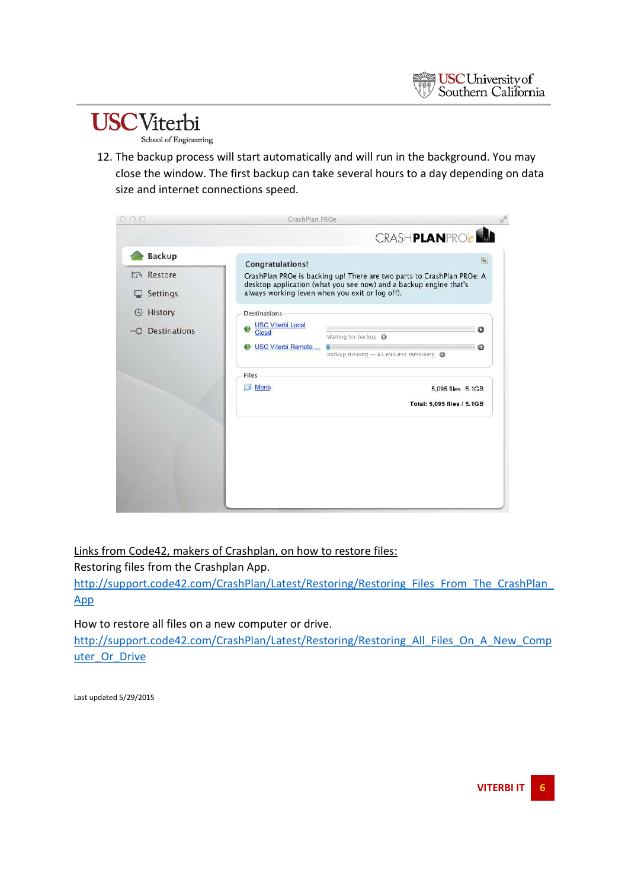12. The backup process will start automatically and will run in the background. You may close the window. The first backup can take several hours to a day depending on data size and internet connections speed.

Links from Code42, makers of Crashplan, on how to restore files:

Restoring files from the Crashplan App.

http://support.code42.com/CrashPlan/Latest/Restoring/Restoring_Files_From_The_CrashPlan_App

How to restore all files on a new computer or drive.

http://support.code42.com/CrashPlan/Latest/Restoring/Restoring_All_Files_On_A_New_Computer_Or_Drive

Last updated 5/29/2015